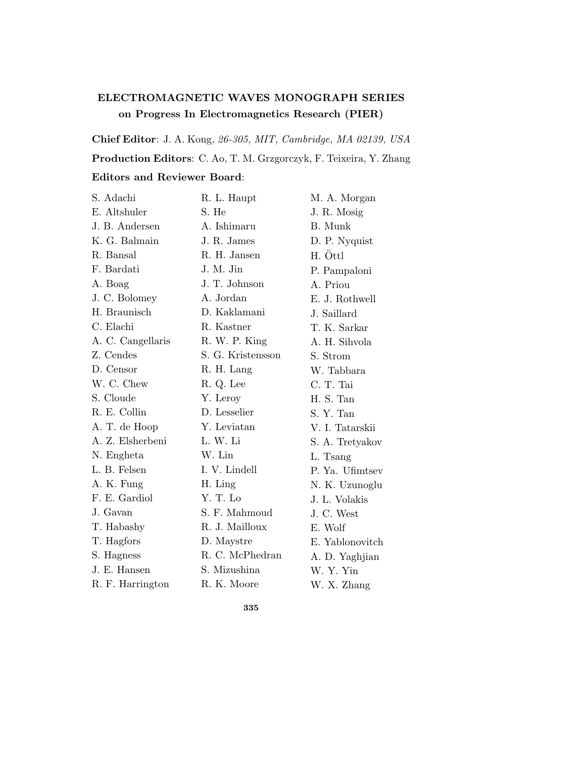# ELECTROMAGNETIC WAVES MONOGRAPH SERIES on Progress In Electromagnetics Research (PIER)

**Chief Editor**: J. A. Kong, *26-305, MIT, Cambridge, MA 02139, USA*

**Production Editors**: C. Ao, T. M. Grzgorczyk, F. Teixeira, Y. Zhang

**Editors and Reviewer Board**:

S. Adachi
E. Altshuler
J. B. Andersen
K. G. Balmain
R. Bansal
F. Bardati
A. Boag
J. C. Bolomey
H. Braunisch
C. Elachi
A. C. Cangellaris
Z. Cendes
D. Censor
W. C. Chew
S. Cloude
R. E. Collin
A. T. de Hoop
A. Z. Elsherbeni
N. Engheta
L. B. Felsen
A. K. Fung
F. E. Gardiol
J. Gavan
T. Habashy
T. Hagfors
S. Hagness
J. E. Hansen
R. F. Harrington
R. L. Haupt
S. He
A. Ishimaru
J. R. James
R. H. Jansen
J. M. Jin
J. T. Johnson
A. Jordan
D. Kaklamani
R. Kastner
R. W. P. King
S. G. Kristensson
R. H. Lang
R. Q. Lee
Y. Leroy
D. Lesselier
Y. Leviatan
L. W. Li
W. Lin
I. V. Lindell
H. Ling
Y. T. Lo
S. F. Mahmoud
R. J. Mailloux
D. Maystre
R. C. McPhedran
S. Mizushina
R. K. Moore
M. A. Morgan
J. R. Mosig
B. Munk
D. P. Nyquist
H. Öttl
P. Pampaloni
A. Priou
E. J. Rothwell
J. Saillard
T. K. Sarkar
A. H. Sihvola
S. Strom
W. Tabbara
C. T. Tai
H. S. Tan
S. Y. Tan
V. I. Tatarskii
S. A. Tretyakov
L. Tsang
P. Ya. Ufimtsev
N. K. Uzunoglu
J. L. Volakis
J. C. West
E. Wolf
E. Yablonovitch
A. D. Yaghjian
W. Y. Yin
W. X. Zhang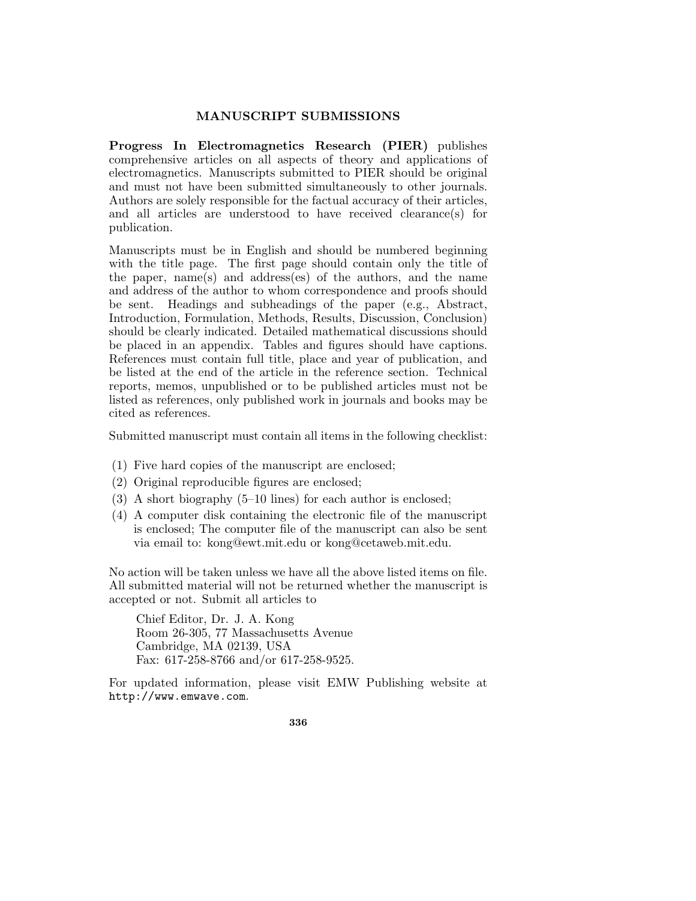## MANUSCRIPT SUBMISSIONS

**Progress In Electromagnetics Research (PIER)** publishes comprehensive articles on all aspects of theory and applications of electromagnetics. Manuscripts submitted to PIER should be original and must not have been submitted simultaneously to other journals. Authors are solely responsible for the factual accuracy of their articles, and all articles are understood to have received clearance(s) for publication.

Manuscripts must be in English and should be numbered beginning with the title page. The first page should contain only the title of the paper, name(s) and address(es) of the authors, and the name and address of the author to whom correspondence and proofs should be sent. Headings and subheadings of the paper (e.g., Abstract, Introduction, Formulation, Methods, Results, Discussion, Conclusion) should be clearly indicated. Detailed mathematical discussions should be placed in an appendix. Tables and figures should have captions. References must contain full title, place and year of publication, and be listed at the end of the article in the reference section. Technical reports, memos, unpublished or to be published articles must not be listed as references, only published work in journals and books may be cited as references.

Submitted manuscript must contain all items in the following checklist:

(1) Five hard copies of the manuscript are enclosed;
(2) Original reproducible figures are enclosed;
(3) A short biography (5–10 lines) for each author is enclosed;
(4) A computer disk containing the electronic file of the manuscript is enclosed; The computer file of the manuscript can also be sent via email to: kong@ewt.mit.edu or kong@cetaweb.mit.edu.

No action will be taken unless we have all the above listed items on file. All submitted material will not be returned whether the manuscript is accepted or not. Submit all articles to

Chief Editor, Dr. J. A. Kong
Room 26-305, 77 Massachusetts Avenue
Cambridge, MA 02139, USA
Fax: 617-258-8766 and/or 617-258-9525.

For updated information, please visit EMW Publishing website at `http://www.emwave.com`.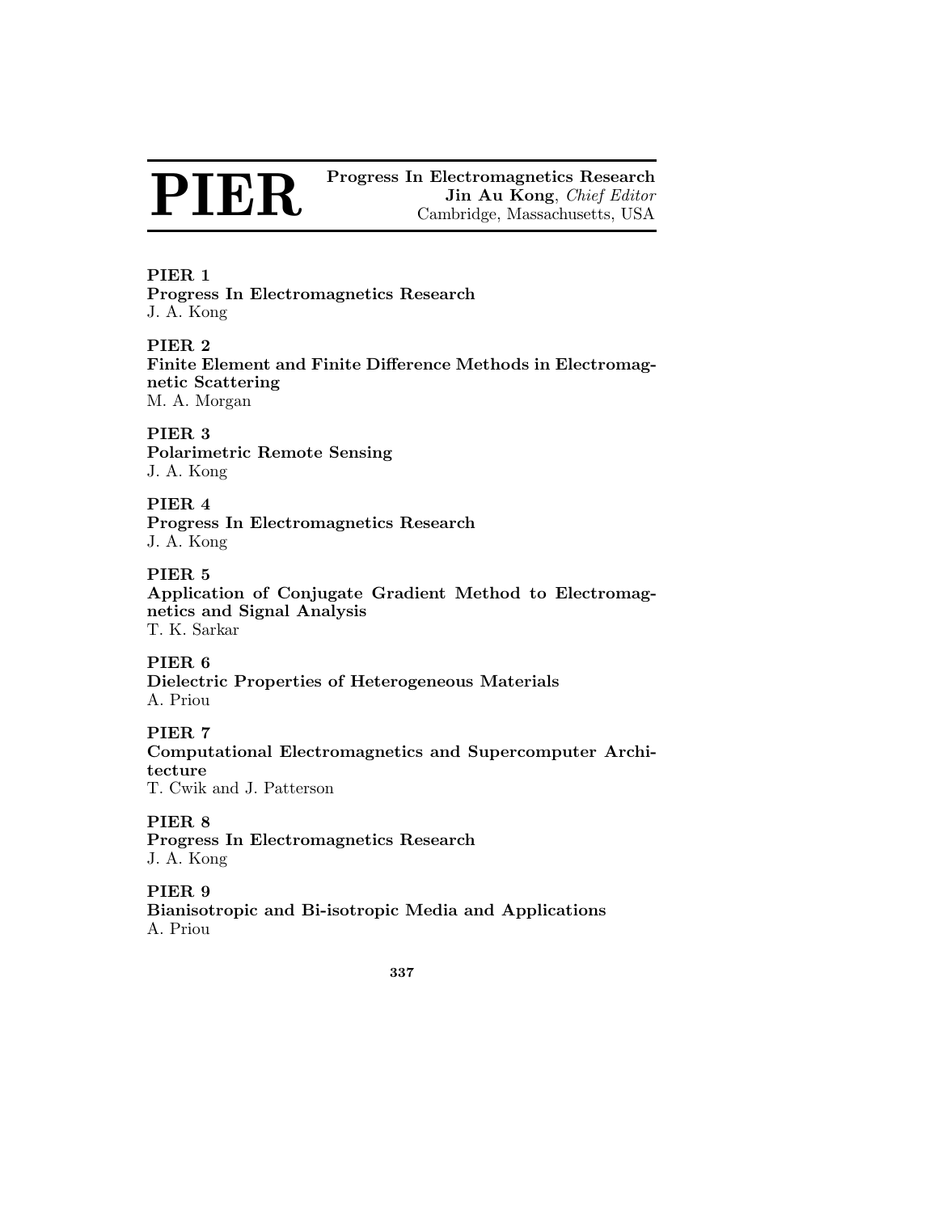# PIER

**Progress In Electromagnetics Research**
**Jin Au Kong**, *Chief Editor*
Cambridge, Massachusetts, USA

**PIER 1**
**Progress In Electromagnetics Research**
J. A. Kong

**PIER 2**
**Finite Element and Finite Difference Methods in Electromagnetic Scattering**
M. A. Morgan

**PIER 3**
**Polarimetric Remote Sensing**
J. A. Kong

**PIER 4**
**Progress In Electromagnetics Research**
J. A. Kong

**PIER 5**
**Application of Conjugate Gradient Method to Electromagnetics and Signal Analysis**
T. K. Sarkar

**PIER 6**
**Dielectric Properties of Heterogeneous Materials**
A. Priou

**PIER 7**
**Computational Electromagnetics and Supercomputer Architecture**
T. Cwik and J. Patterson

**PIER 8**
**Progress In Electromagnetics Research**
J. A. Kong

**PIER 9**
**Bianisotropic and Bi-isotropic Media and Applications**
A. Priou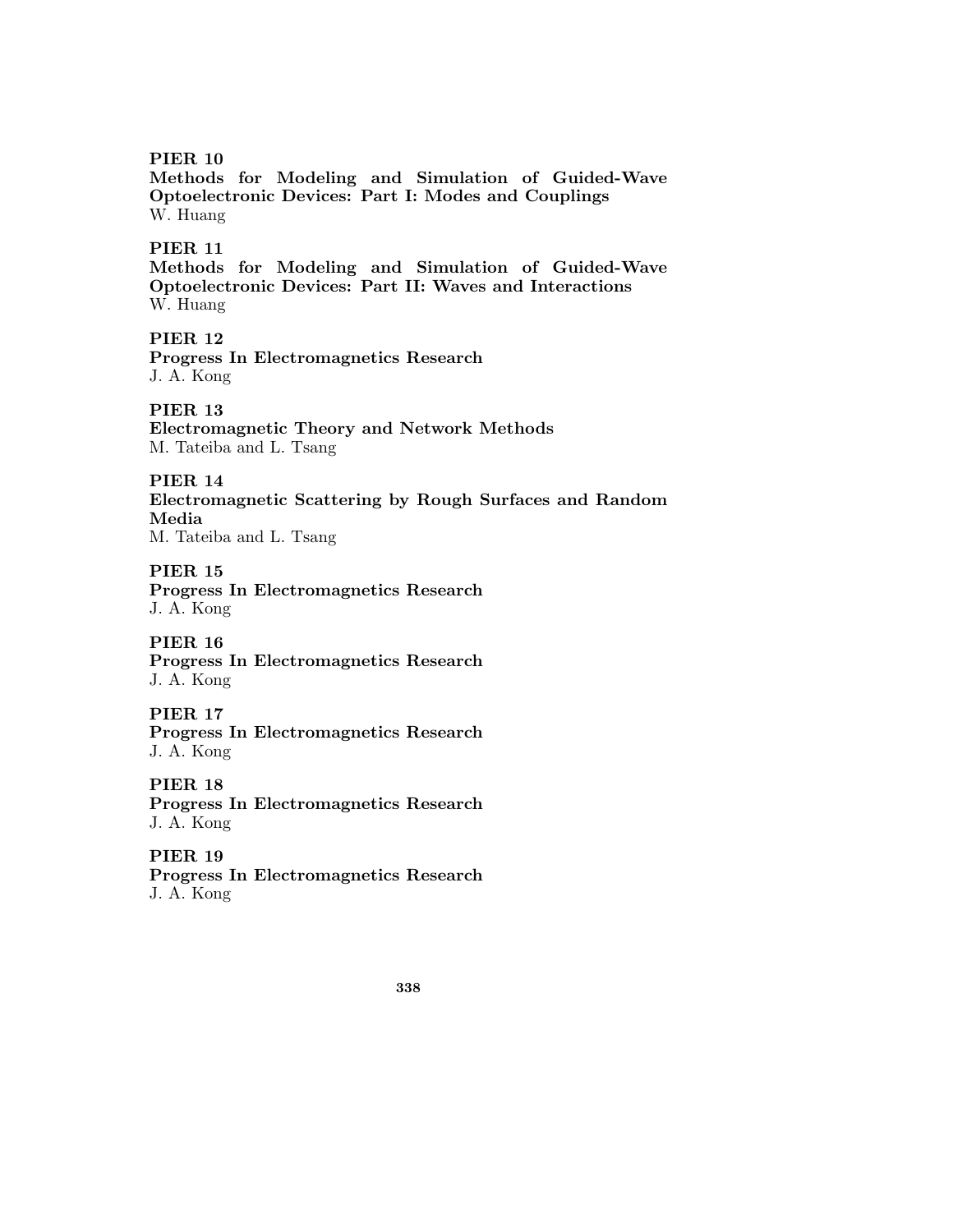**PIER 10**
**Methods for Modeling and Simulation of Guided-Wave Optoelectronic Devices: Part I: Modes and Couplings**
W. Huang

**PIER 11**
**Methods for Modeling and Simulation of Guided-Wave Optoelectronic Devices: Part II: Waves and Interactions**
W. Huang

**PIER 12**
**Progress In Electromagnetics Research**
J. A. Kong

**PIER 13**
**Electromagnetic Theory and Network Methods**
M. Tateiba and L. Tsang

**PIER 14**
**Electromagnetic Scattering by Rough Surfaces and Random Media**
M. Tateiba and L. Tsang

**PIER 15**
**Progress In Electromagnetics Research**
J. A. Kong

**PIER 16**
**Progress In Electromagnetics Research**
J. A. Kong

**PIER 17**
**Progress In Electromagnetics Research**
J. A. Kong

**PIER 18**
**Progress In Electromagnetics Research**
J. A. Kong

**PIER 19**
**Progress In Electromagnetics Research**
J. A. Kong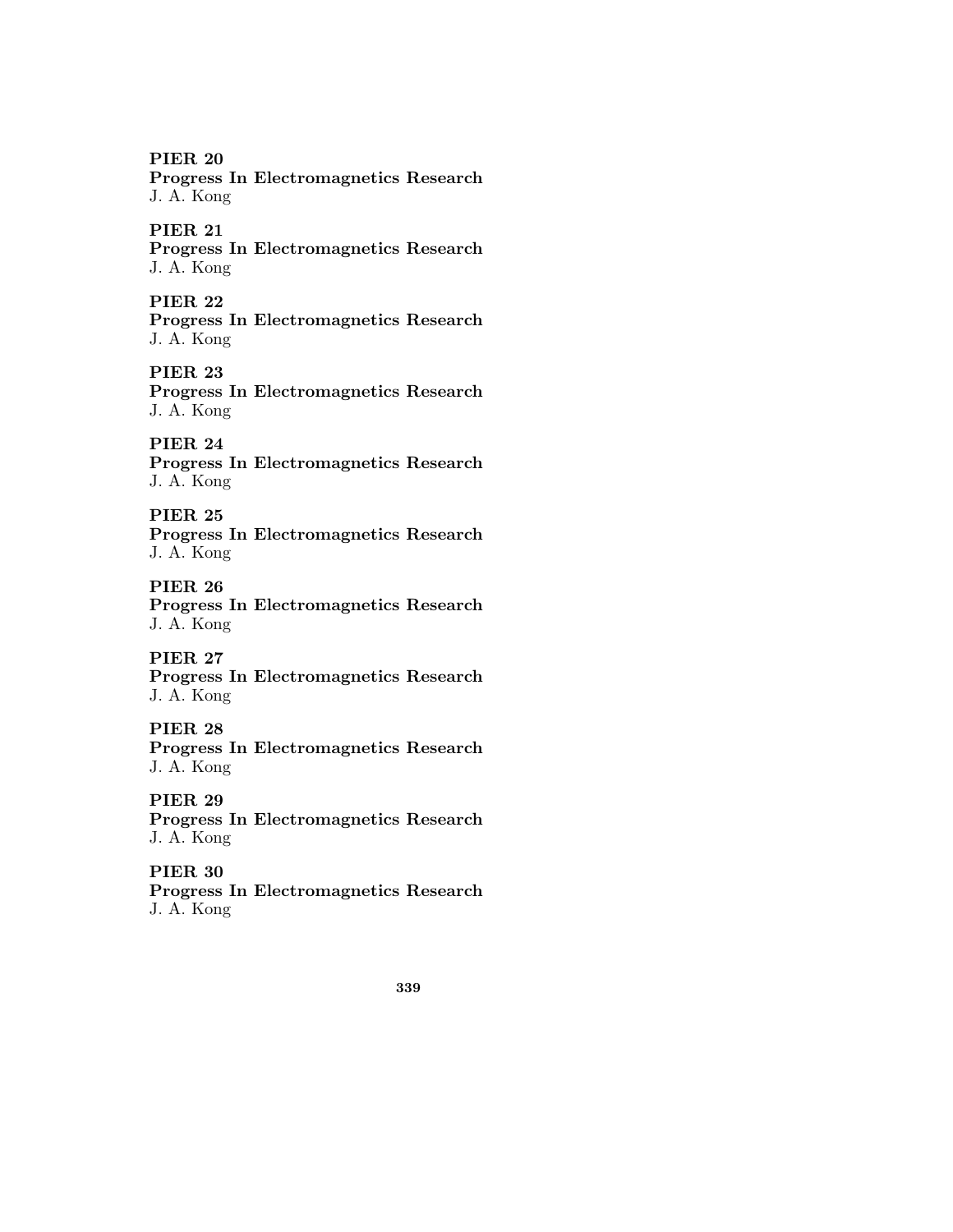**PIER 20**
**Progress In Electromagnetics Research**
J. A. Kong

**PIER 21**
**Progress In Electromagnetics Research**
J. A. Kong

**PIER 22**
**Progress In Electromagnetics Research**
J. A. Kong

**PIER 23**
**Progress In Electromagnetics Research**
J. A. Kong

**PIER 24**
**Progress In Electromagnetics Research**
J. A. Kong

**PIER 25**
**Progress In Electromagnetics Research**
J. A. Kong

**PIER 26**
**Progress In Electromagnetics Research**
J. A. Kong

**PIER 27**
**Progress In Electromagnetics Research**
J. A. Kong

**PIER 28**
**Progress In Electromagnetics Research**
J. A. Kong

**PIER 29**
**Progress In Electromagnetics Research**
J. A. Kong

**PIER 30**
**Progress In Electromagnetics Research**
J. A. Kong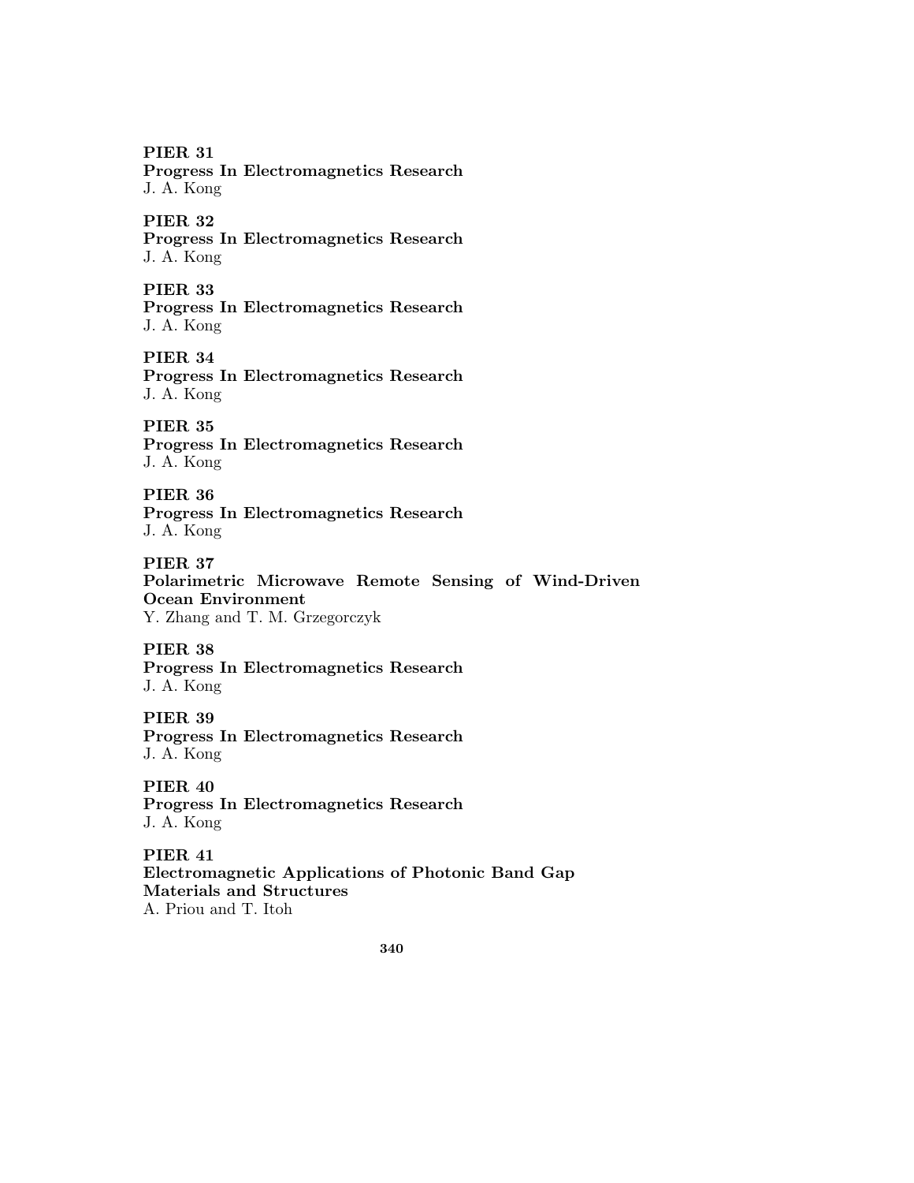**PIER 31**
**Progress In Electromagnetics Research**
J. A. Kong

**PIER 32**
**Progress In Electromagnetics Research**
J. A. Kong

**PIER 33**
**Progress In Electromagnetics Research**
J. A. Kong

**PIER 34**
**Progress In Electromagnetics Research**
J. A. Kong

**PIER 35**
**Progress In Electromagnetics Research**
J. A. Kong

**PIER 36**
**Progress In Electromagnetics Research**
J. A. Kong

**PIER 37**
**Polarimetric Microwave Remote Sensing of Wind-Driven Ocean Environment**
Y. Zhang and T. M. Grzegorczyk

**PIER 38**
**Progress In Electromagnetics Research**
J. A. Kong

**PIER 39**
**Progress In Electromagnetics Research**
J. A. Kong

**PIER 40**
**Progress In Electromagnetics Research**
J. A. Kong

**PIER 41**
**Electromagnetic Applications of Photonic Band Gap Materials and Structures**
A. Priou and T. Itoh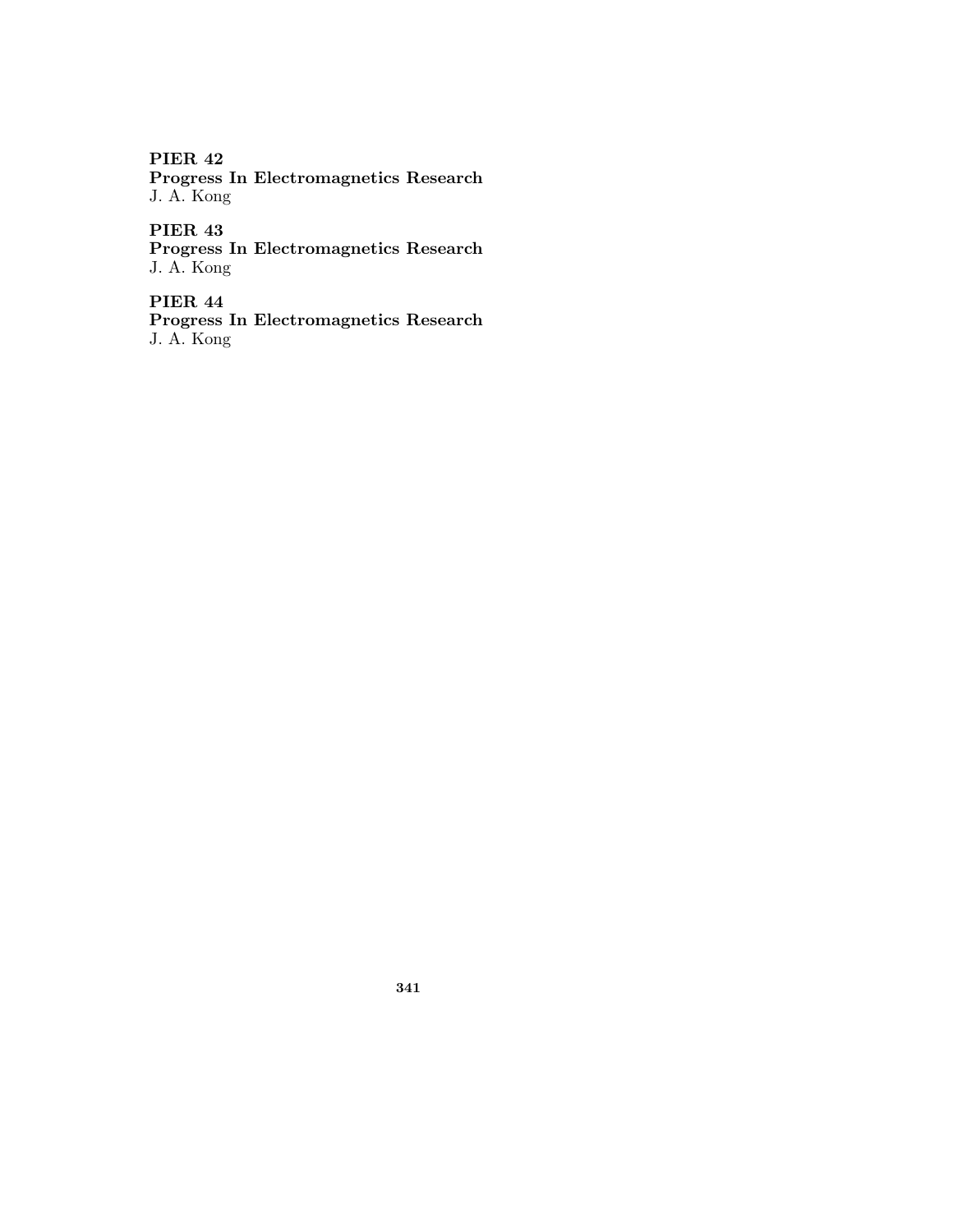**PIER 42**
**Progress In Electromagnetics Research**
J. A. Kong

**PIER 43**
**Progress In Electromagnetics Research**
J. A. Kong

**PIER 44**
**Progress In Electromagnetics Research**
J. A. Kong